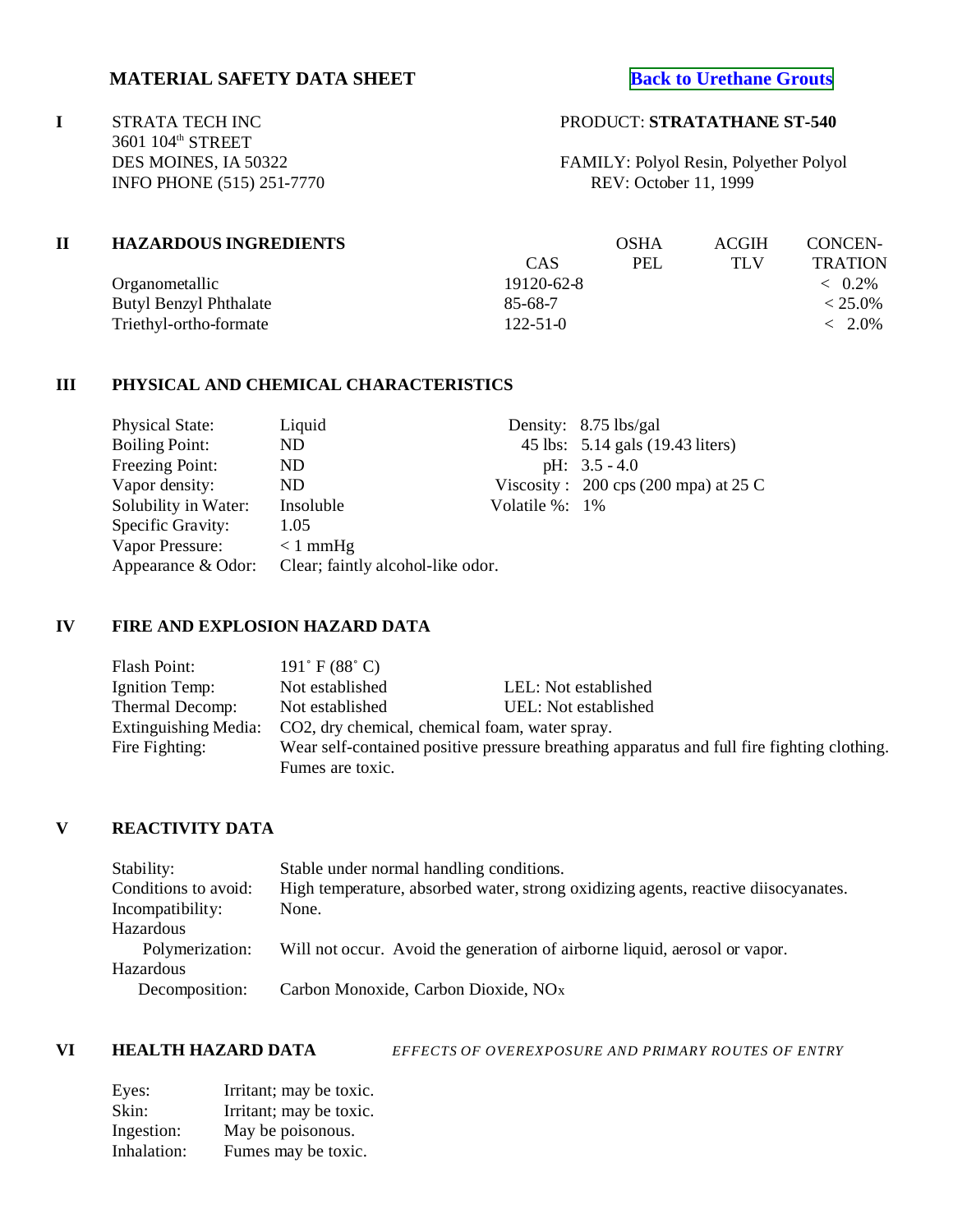# MATERIAL SAFETY DATA SHEET

[Back to Urethane Grouts]

## I

STRATA TECH INC
3601 104[th] STREET
DES MOINES, IA 50322
INFO PHONE (515) 251-7770

PRODUCT: **STRATATHANE ST-540**

FAMILY: Polyol Resin, Polyether Polyol
REV: October 11, 1999

## II HAZARDOUS INGREDIENTS

| | CAS | OSHA PEL | ACGIH TLV | CONCEN-TRATION |
|---|---|---|---|---|
| Organometallic | 19120-62-8 | | | < 0.2% |
| Butyl Benzyl Phthalate | 85-68-7 | | | < 25.0% |
| Triethyl-ortho-formate | 122-51-0 | | | < 2.0% |

## III PHYSICAL AND CHEMICAL CHARACTERISTICS

| | | | |
|---|---|---|---|
| Physical State: | Liquid | Density: | 8.75 lbs/gal |
| Boiling Point: | ND | 45 lbs: | 5.14 gals (19.43 liters) |
| Freezing Point: | ND | pH: | 3.5 - 4.0 |
| Vapor density: | ND | Viscosity : | 200 cps (200 mpa) at 25 C |
| Solubility in Water: | Insoluble | Volatile %: | 1% |
| Specific Gravity: | 1.05 | | |
| Vapor Pressure: | < 1 mmHg | | |
| Appearance & Odor: | Clear; faintly alcohol-like odor. | | |

## IV FIRE AND EXPLOSION HAZARD DATA

| | | |
|---|---|---|
| Flash Point: | 191° F (88° C) | |
| Ignition Temp: | Not established | LEL: Not established |
| Thermal Decomp: | Not established | UEL: Not established |

Extinguishing Media: CO2, dry chemical, chemical foam, water spray.

Fire Fighting: Wear self-contained positive pressure breathing apparatus and full fire fighting clothing. Fumes are toxic.

## V REACTIVITY DATA

| | |
|---|---|
| Stability: | Stable under normal handling conditions. |
| Conditions to avoid: | High temperature, absorbed water, strong oxidizing agents, reactive diisocyanates. |
| Incompatibility: | None. |
| Hazardous Polymerization: | Will not occur. Avoid the generation of airborne liquid, aerosol or vapor. |
| Hazardous Decomposition: | Carbon Monoxide, Carbon Dioxide, $NO_x$ |

## VI HEALTH HAZARD DATA

*EFFECTS OF OVEREXPOSURE AND PRIMARY ROUTES OF ENTRY*

| | |
|---|---|
| Eyes: | Irritant; may be toxic. |
| Skin: | Irritant; may be toxic. |
| Ingestion: | May be poisonous. |
| Inhalation: | Fumes may be toxic. |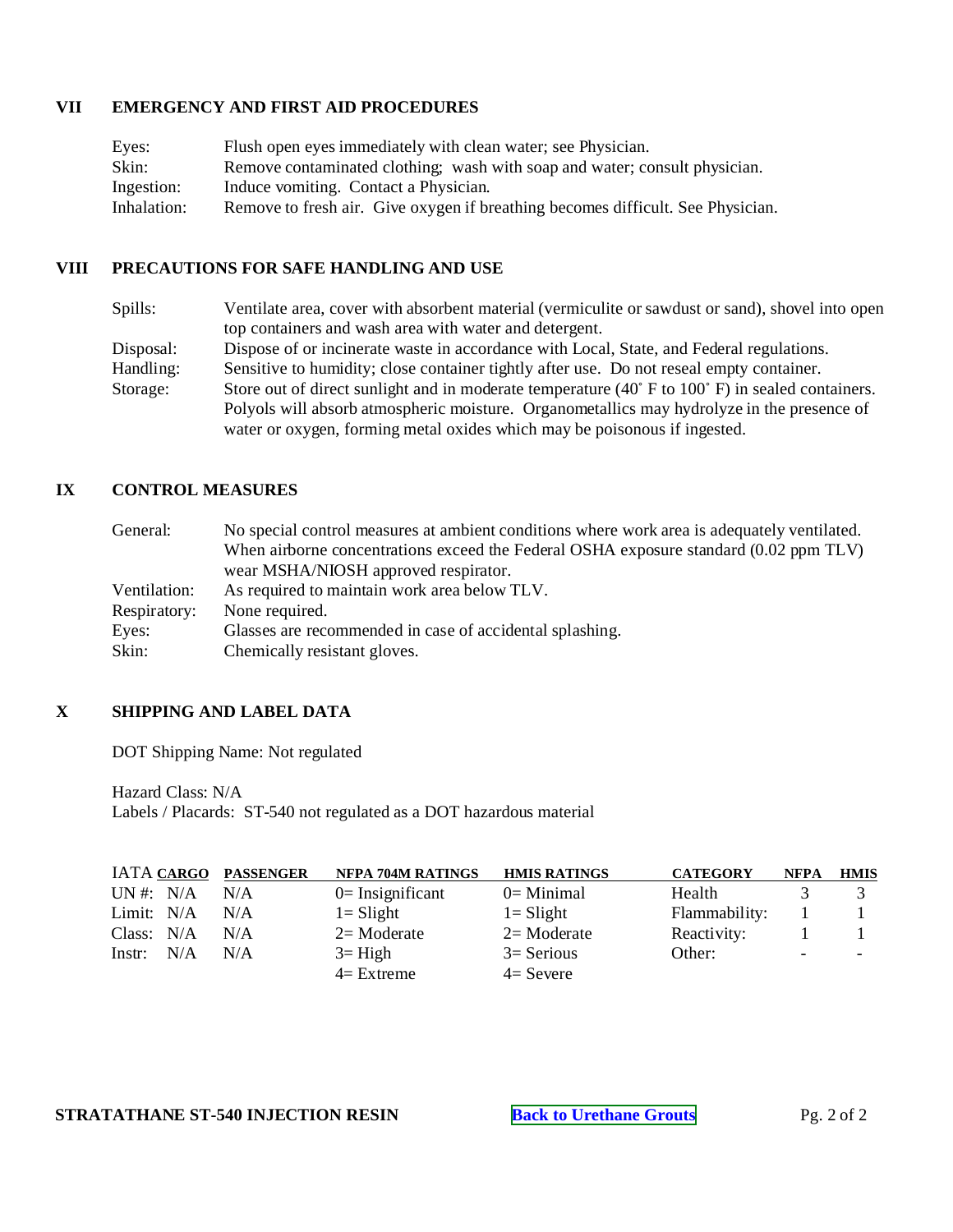## VII EMERGENCY AND FIRST AID PROCEDURES

| | |
|---|---|
| Eyes: | Flush open eyes immediately with clean water; see Physician. |
| Skin: | Remove contaminated clothing; wash with soap and water; consult physician. |
| Ingestion: | Induce vomiting. Contact a Physician. |
| Inhalation: | Remove to fresh air. Give oxygen if breathing becomes difficult. See Physician. |

## VIII PRECAUTIONS FOR SAFE HANDLING AND USE

| | |
|---|---|
| Spills: | Ventilate area, cover with absorbent material (vermiculite or sawdust or sand), shovel into open top containers and wash area with water and detergent. |
| Disposal: | Dispose of or incinerate waste in accordance with Local, State, and Federal regulations. |
| Handling: | Sensitive to humidity; close container tightly after use. Do not reseal empty container. |
| Storage: | Store out of direct sunlight and in moderate temperature (40˚ F to 100˚ F) in sealed containers. Polyols will absorb atmospheric moisture. Organometallics may hydrolyze in the presence of water or oxygen, forming metal oxides which may be poisonous if ingested. |

## IX CONTROL MEASURES

| | |
|---|---|
| General: | No special control measures at ambient conditions where work area is adequately ventilated. When airborne concentrations exceed the Federal OSHA exposure standard (0.02 ppm TLV) wear MSHA/NIOSH approved respirator. |
| Ventilation: | As required to maintain work area below TLV. |
| Respiratory: | None required. |
| Eyes: | Glasses are recommended in case of accidental splashing. |
| Skin: | Chemically resistant gloves. |

## X SHIPPING AND LABEL DATA

DOT Shipping Name: Not regulated

Hazard Class: N/A

Labels / Placards: ST-540 not regulated as a DOT hazardous material

| IATA | CARGO | PASSENGER | NFPA 704M RATINGS | HMIS RATINGS | CATEGORY | NFPA | HMIS |
|---|---|---|---|---|---|---|---|
| UN #: | N/A | N/A | 0= Insignificant | 0= Minimal | Health | 3 | 3 |
| Limit: | N/A | N/A | 1= Slight | 1= Slight | Flammability: | 1 | 1 |
| Class: | N/A | N/A | 2= Moderate | 2= Moderate | Reactivity: | 1 | 1 |
| Instr: | N/A | N/A | 3= High | 3= Serious | Other: | - | - |
| | | | 4= Extreme | 4= Severe | | | |

**STRATATHANE ST-540 INJECTION RESIN** **Back to Urethane Grouts**